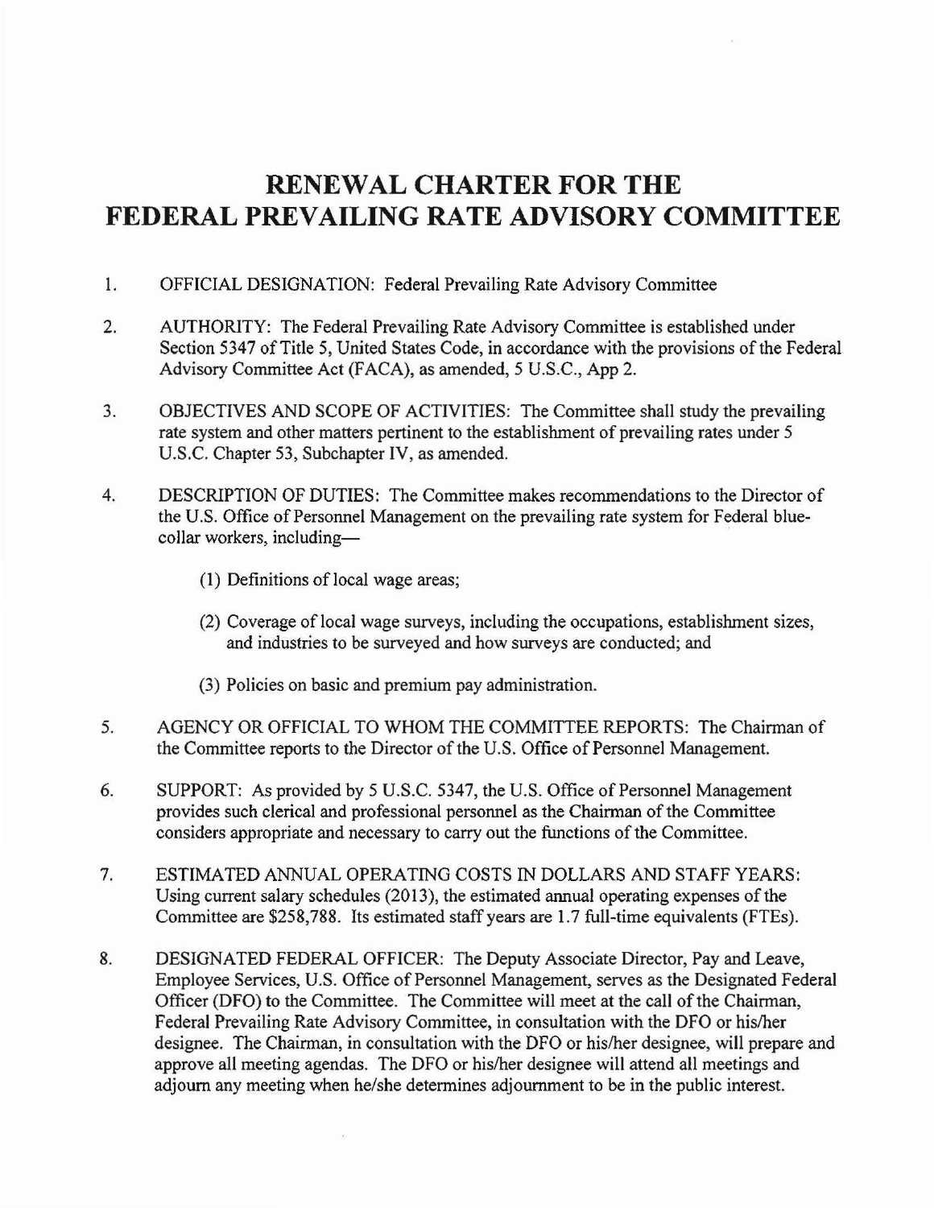# RENEWAL CHARTER FOR THE FEDERAL PREVAILING RATE ADVISORY COMMITTEE

1. OFFICIAL DESIGNATION: Federal Prevailing Rate Advisory Committee

2. AUTHORITY: The Federal Prevailing Rate Advisory Committee is established under Section 5347 of Title 5, United States Code, in accordance with the provisions of the Federal Advisory Committee Act (FACA), as amended, 5 U.S.C., App 2.

3. OBJECTIVES AND SCOPE OF ACTIVITIES: The Committee shall study the prevailing rate system and other matters pertinent to the establishment of prevailing rates under 5 U.S.C. Chapter 53, Subchapter IV, as amended.

4. DESCRIPTION OF DUTIES: The Committee makes recommendations to the Director of the U.S. Office of Personnel Management on the prevailing rate system for Federal blue-collar workers, including—

   (1) Definitions of local wage areas;

   (2) Coverage of local wage surveys, including the occupations, establishment sizes, and industries to be surveyed and how surveys are conducted; and

   (3) Policies on basic and premium pay administration.

5. AGENCY OR OFFICIAL TO WHOM THE COMMITTEE REPORTS: The Chairman of the Committee reports to the Director of the U.S. Office of Personnel Management.

6. SUPPORT: As provided by 5 U.S.C. 5347, the U.S. Office of Personnel Management provides such clerical and professional personnel as the Chairman of the Committee considers appropriate and necessary to carry out the functions of the Committee.

7. ESTIMATED ANNUAL OPERATING COSTS IN DOLLARS AND STAFF YEARS: Using current salary schedules (2013), the estimated annual operating expenses of the Committee are $258,788. Its estimated staff years are 1.7 full-time equivalents (FTEs).

8. DESIGNATED FEDERAL OFFICER: The Deputy Associate Director, Pay and Leave, Employee Services, U.S. Office of Personnel Management, serves as the Designated Federal Officer (DFO) to the Committee. The Committee will meet at the call of the Chairman, Federal Prevailing Rate Advisory Committee, in consultation with the DFO or his/her designee. The Chairman, in consultation with the DFO or his/her designee, will prepare and approve all meeting agendas. The DFO or his/her designee will attend all meetings and adjourn any meeting when he/she determines adjournment to be in the public interest.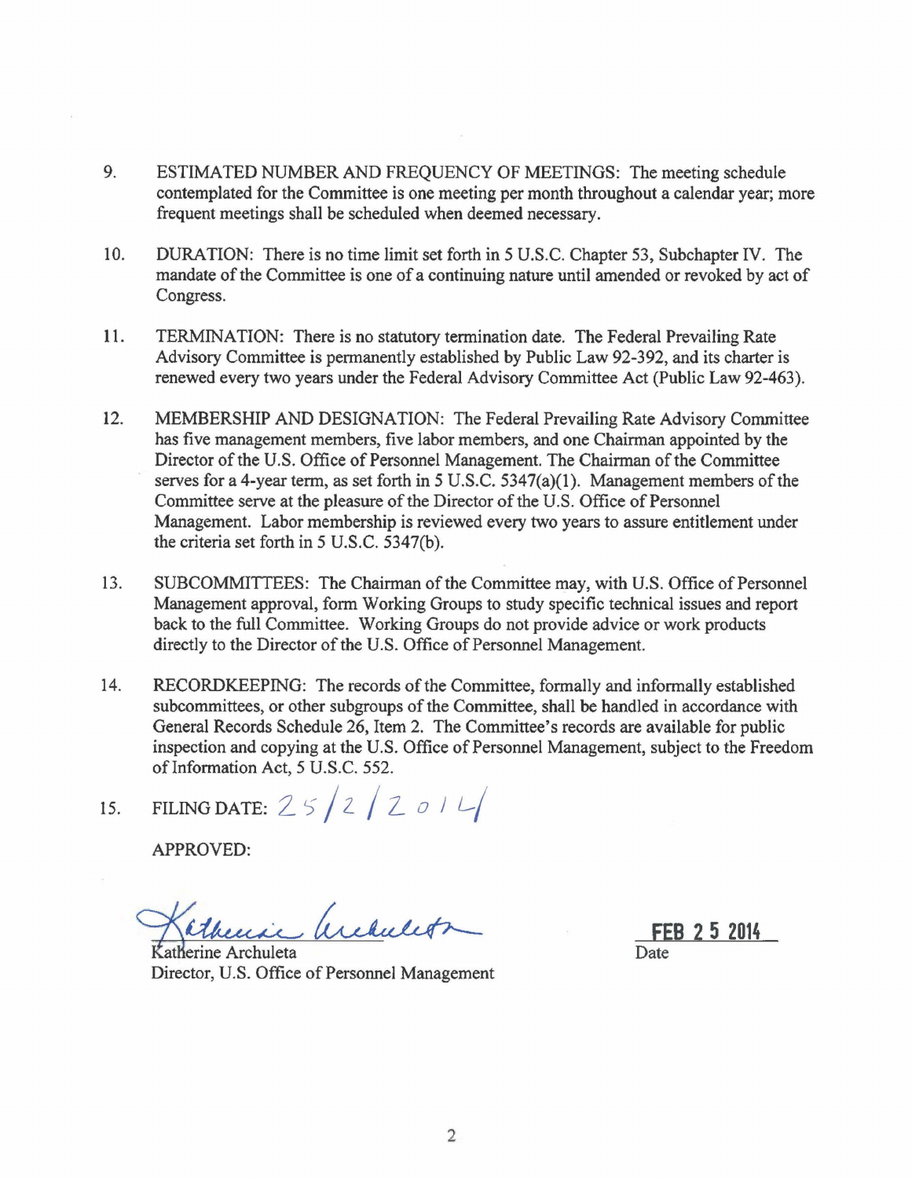9. ESTIMATED NUMBER AND FREQUENCY OF MEETINGS: The meeting schedule contemplated for the Committee is one meeting per month throughout a calendar year; more frequent meetings shall be scheduled when deemed necessary.

10. DURATION: There is no time limit set forth in 5 U.S.C. Chapter 53, Subchapter IV. The mandate of the Committee is one of a continuing nature until amended or revoked by act of Congress.

11. TERMINATION: There is no statutory termination date. The Federal Prevailing Rate Advisory Committee is permanently established by Public Law 92-392, and its charter is renewed every two years under the Federal Advisory Committee Act (Public Law 92-463).

12. MEMBERSHIP AND DESIGNATION: The Federal Prevailing Rate Advisory Committee has five management members, five labor members, and one Chairman appointed by the Director of the U.S. Office of Personnel Management. The Chairman of the Committee serves for a 4-year term, as set forth in 5 U.S.C. 5347(a)(1). Management members of the Committee serve at the pleasure of the Director of the U.S. Office of Personnel Management. Labor membership is reviewed every two years to assure entitlement under the criteria set forth in 5 U.S.C. 5347(b).

13. SUBCOMMITTEES: The Chairman of the Committee may, with U.S. Office of Personnel Management approval, form Working Groups to study specific technical issues and report back to the full Committee. Working Groups do not provide advice or work products directly to the Director of the U.S. Office of Personnel Management.

14. RECORDKEEPING: The records of the Committee, formally and informally established subcommittees, or other subgroups of the Committee, shall be handled in accordance with General Records Schedule 26, Item 2. The Committee's records are available for public inspection and copying at the U.S. Office of Personnel Management, subject to the Freedom of Information Act, 5 U.S.C. 552.

15. FILING DATE: 25/2/2014

APPROVED:

Katherine Archuleta
Director, U.S. Office of Personnel Management

FEB 25 2014
Date